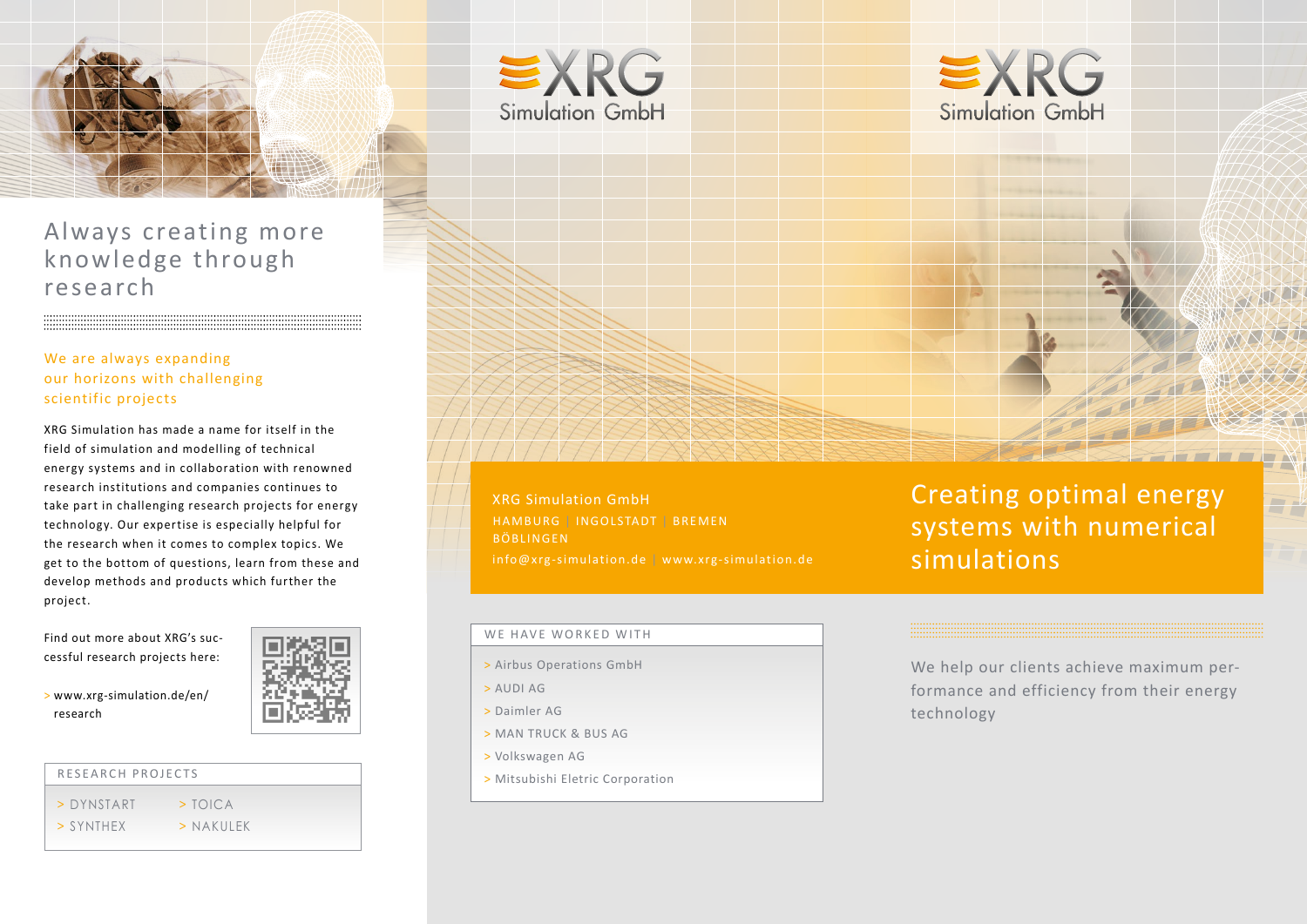# Always creating more knowledge through research

## We are always expanding our horizons with challenging scientific projects

XRG Simulation has made a name for itself in the field of simulation and modelling of technical energy systems and in collaboration with renowned research institutions and companies continues to take part in challenging research projects for energy technology. Our expertise is especially helpful for the research when it comes to complex topics. We get to the bottom of questions, learn from these and develop methods and products which further the project.

Find out more about XRG's successful research projects here:

> www.xrg-simulation.de/en/research

### RESEARCH PROJECTS

- DYNSTART
- SYNTHEX
- TOICA
- NAKULEK

XRG Simulation GmbH

XRG Simulation GmbH

HAMBURG | INGOLSTADT | BREMEN
BÖBLINGEN

info@xrg-simulation.de | www.xrg-simulation.de

### WE HAVE WORKED WITH

- Airbus Operations GmbH
- AUDI AG
- Daimler AG
- MAN TRUCK & BUS AG
- Volkswagen AG
- Mitsubishi Eletric Corporation

XRG Simulation GmbH

# Creating optimal energy systems with numerical simulations

We help our clients achieve maximum performance and efficiency from their energy technology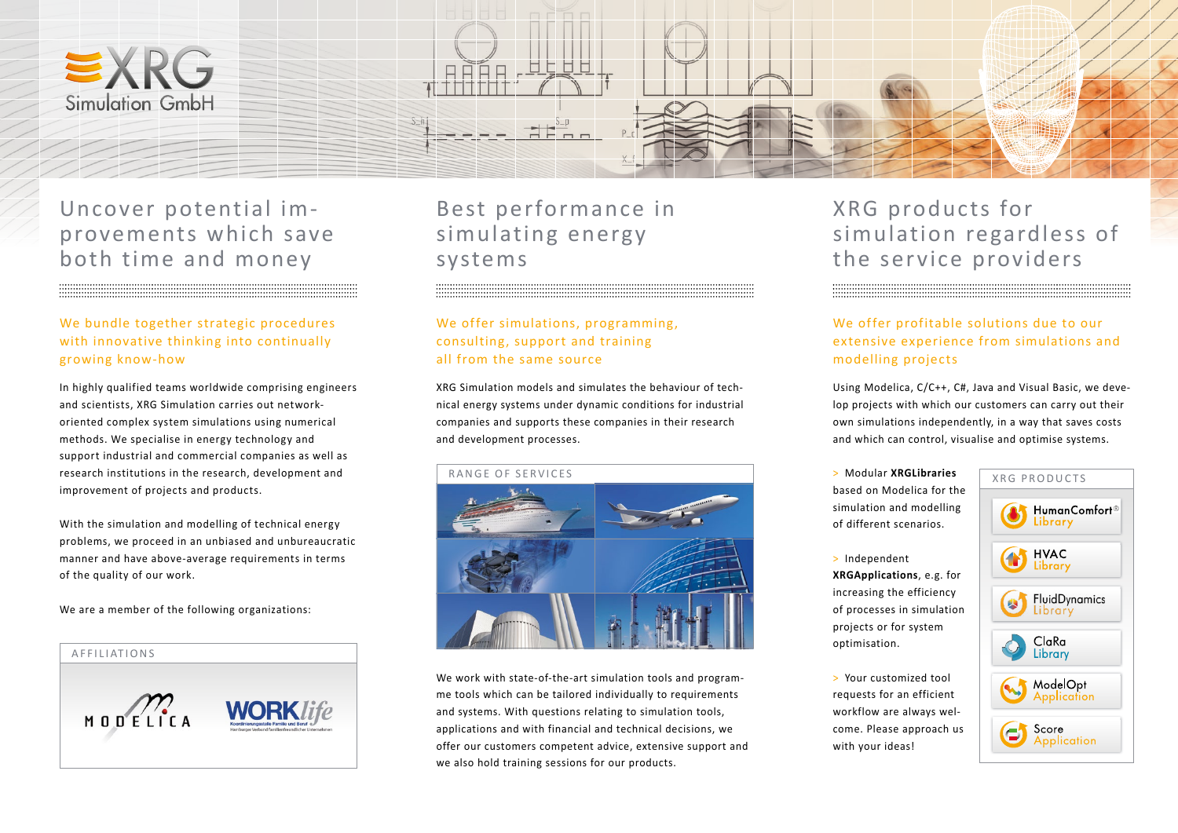# XRG Simulation GmbH

## Uncover potential improvements which save both time and money

### We bundle together strategic procedures with innovative thinking into continually growing know-how

In highly qualified teams worldwide comprising engineers and scientists, XRG Simulation carries out network-oriented complex system simulations using numerical methods. We specialise in energy technology and support industrial and commercial companies as well as research institutions in the research, development and improvement of projects and products.

With the simulation and modelling of technical energy problems, we proceed in an unbiased and unbureaucratic manner and have above-average requirements in terms of the quality of our work.

We are a member of the following organizations:

**AFFILIATIONS**

MODELICA

WORKlife
Koordinierungsstelle Familie und Beruf
Hamburger Verbund familienfreundlicher Unternehmen

## Best performance in simulating energy systems

### We offer simulations, programming, consulting, support and training all from the same source

XRG Simulation models and simulates the behaviour of technical energy systems under dynamic conditions for industrial companies and supports these companies in their research and development processes.

**RANGE OF SERVICES**

We work with state-of-the-art simulation tools and programme tools which can be tailored individually to requirements and systems. With questions relating to simulation tools, applications and with financial and technical decisions, we offer our customers competent advice, extensive support and we also hold training sessions for our products.

## XRG products for simulation regardless of the service providers

### We offer profitable solutions due to our extensive experience from simulations and modelling projects

Using Modelica, C/C++, C#, Java and Visual Basic, we develop projects with which our customers can carry out their own simulations independently, in a way that saves costs and which can control, visualise and optimise systems.

> Modular **XRGLibraries** based on Modelica for the simulation and modelling of different scenarios.

> Independent **XRGApplications**, e.g. for increasing the efficiency of processes in simulation projects or for system optimisation.

> Your customized tool requests for an efficient workflow are always welcome. Please approach us with your ideas!

**XRG PRODUCTS**

- HumanComfort® Library
- HVAC Library
- FluidDynamics Library
- ClaRa Library
- ModelOpt Application
- Score Application